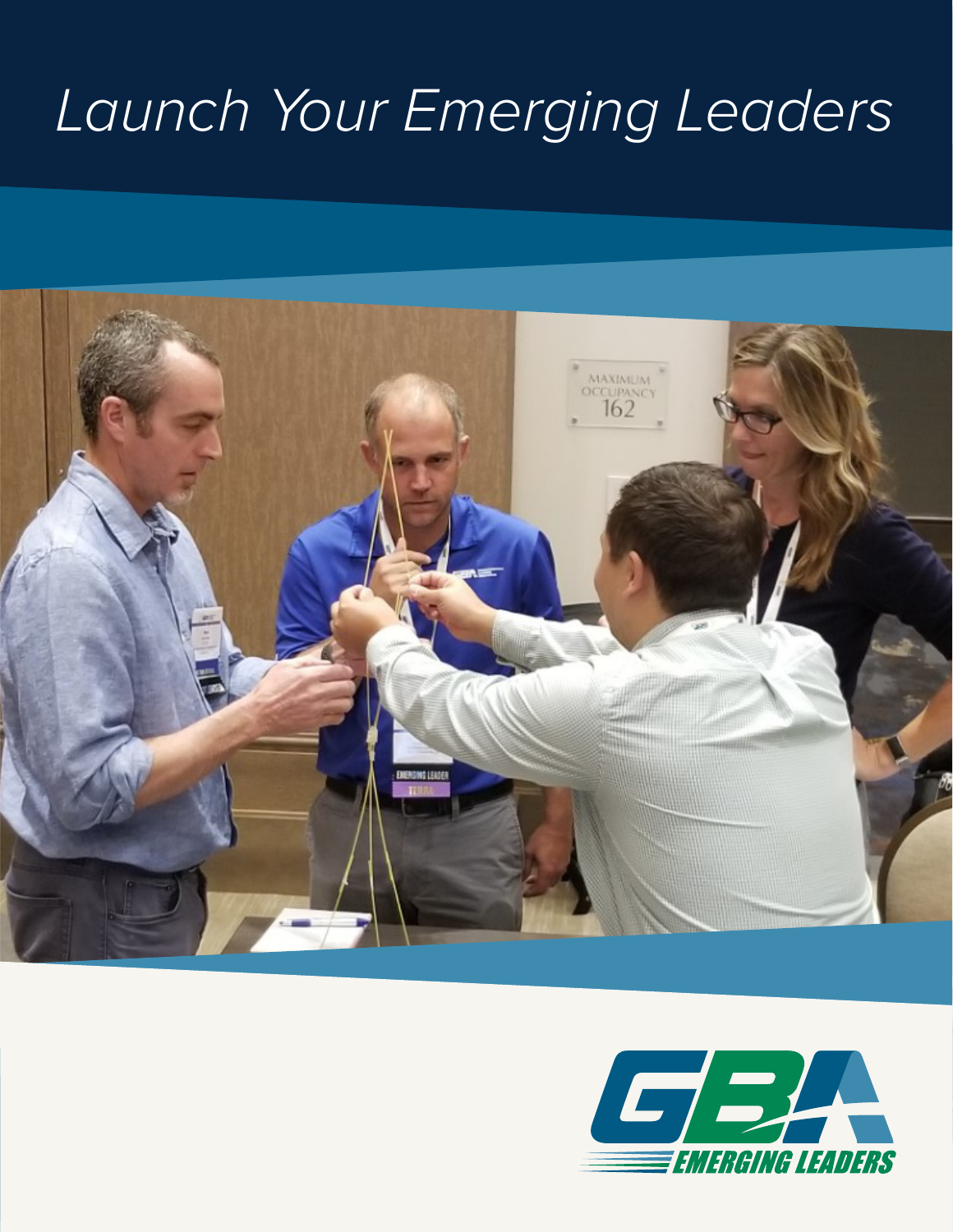# *Launch Your Emerging Leaders*

GBA EMERGING LEADERS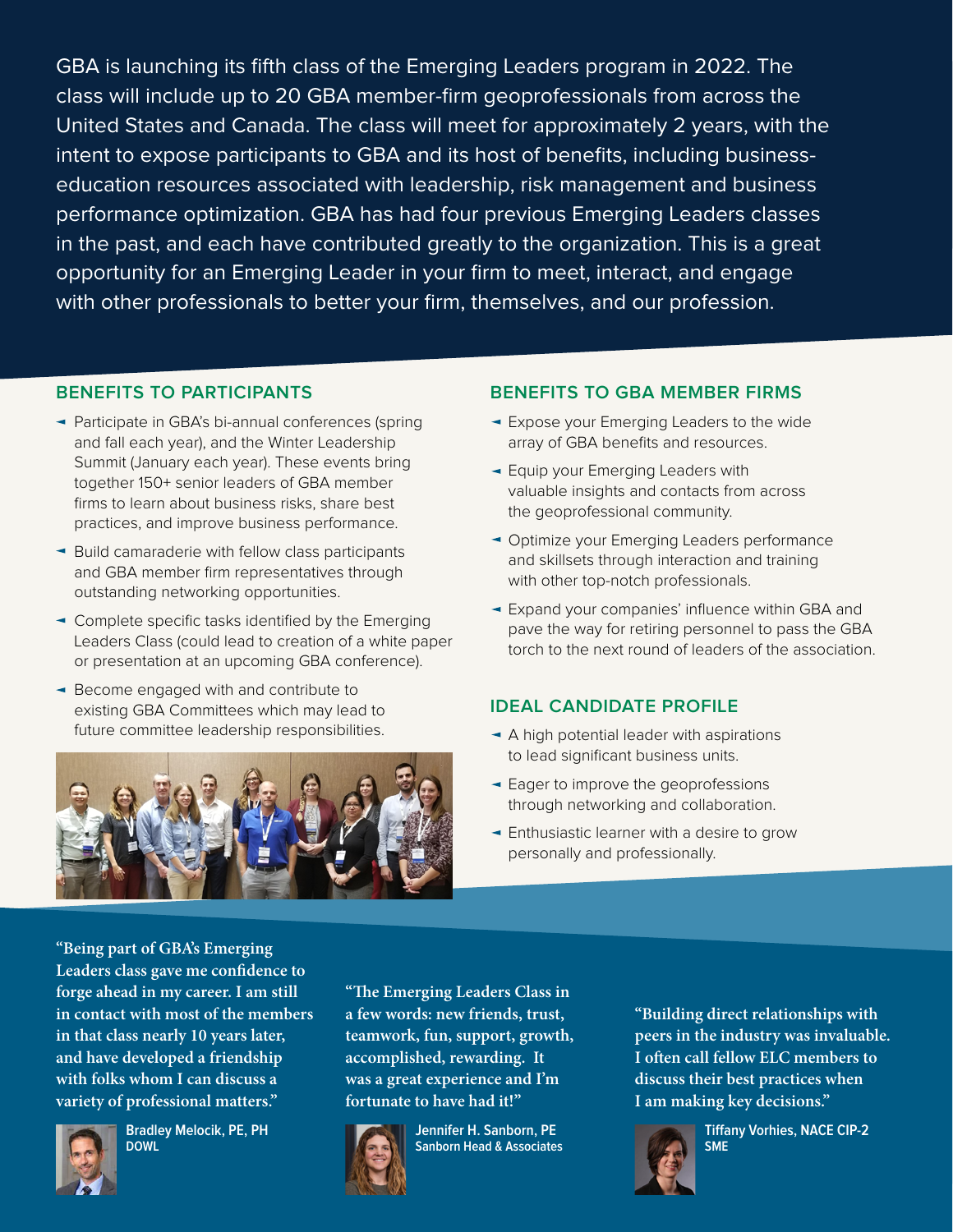GBA is launching its fifth class of the Emerging Leaders program in 2022. The class will include up to 20 GBA member-firm geoprofessionals from across the United States and Canada. The class will meet for approximately 2 years, with the intent to expose participants to GBA and its host of benefits, including business-education resources associated with leadership, risk management and business performance optimization. GBA has had four previous Emerging Leaders classes in the past, and each have contributed greatly to the organization. This is a great opportunity for an Emerging Leader in your firm to meet, interact, and engage with other professionals to better your firm, themselves, and our profession.

## BENEFITS TO PARTICIPANTS

- Participate in GBA's bi-annual conferences (spring and fall each year), and the Winter Leadership Summit (January each year). These events bring together 150+ senior leaders of GBA member firms to learn about business risks, share best practices, and improve business performance.
- Build camaraderie with fellow class participants and GBA member firm representatives through outstanding networking opportunities.
- Complete specific tasks identified by the Emerging Leaders Class (could lead to creation of a white paper or presentation at an upcoming GBA conference).
- Become engaged with and contribute to existing GBA Committees which may lead to future committee leadership responsibilities.

## BENEFITS TO GBA MEMBER FIRMS

- Expose your Emerging Leaders to the wide array of GBA benefits and resources.
- Equip your Emerging Leaders with valuable insights and contacts from across the geoprofessional community.
- Optimize your Emerging Leaders performance and skillsets through interaction and training with other top-notch professionals.
- Expand your companies' influence within GBA and pave the way for retiring personnel to pass the GBA torch to the next round of leaders of the association.

## IDEAL CANDIDATE PROFILE

- A high potential leader with aspirations to lead significant business units.
- Eager to improve the geoprofessions through networking and collaboration.
- Enthusiastic learner with a desire to grow personally and professionally.

**"Being part of GBA's Emerging Leaders class gave me confidence to forge ahead in my career. I am still in contact with most of the members in that class nearly 10 years later, and have developed a friendship with folks whom I can discuss a variety of professional matters."**

**Bradley Melocik, PE, PH**
**DOWL**

**"The Emerging Leaders Class in a few words: new friends, trust, teamwork, fun, support, growth, accomplished, rewarding. It was a great experience and I'm fortunate to have had it!"**

**Jennifer H. Sanborn, PE**
**Sanborn Head & Associates**

**"Building direct relationships with peers in the industry was invaluable. I often call fellow ELC members to discuss their best practices when I am making key decisions."**

**Tiffany Vorhies, NACE CIP-2**
**SME**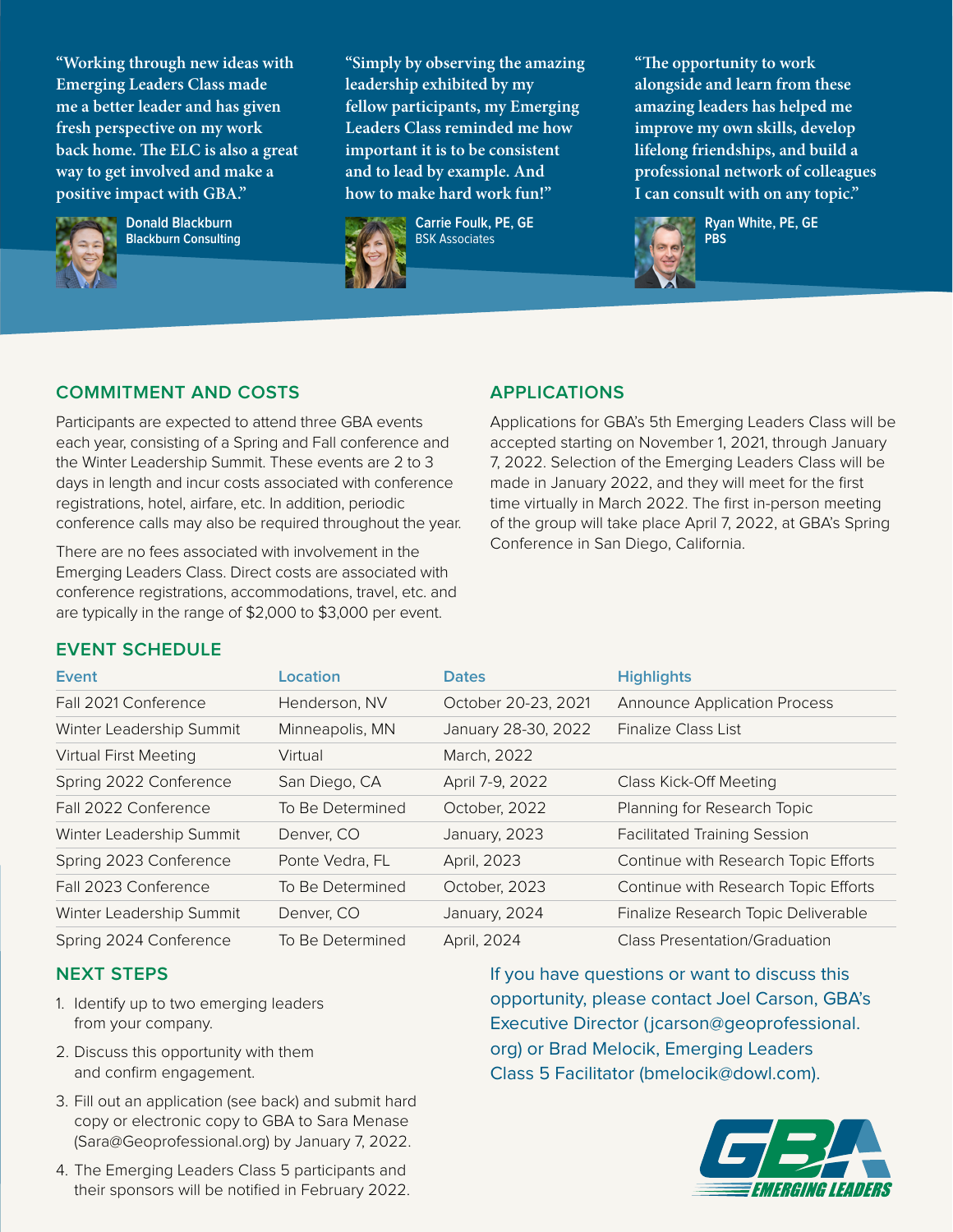"Working through new ideas with Emerging Leaders Class made me a better leader and has given fresh perspective on my work back home. The ELC is also a great way to get involved and make a positive impact with GBA."

**Donald Blackburn**
**Blackburn Consulting**

"Simply by observing the amazing leadership exhibited by my fellow participants, my Emerging Leaders Class reminded me how important it is to be consistent and to lead by example. And how to make hard work fun!"

**Carrie Foulk, PE, GE**
BSK Associates

"The opportunity to work alongside and learn from these amazing leaders has helped me improve my own skills, develop lifelong friendships, and build a professional network of colleagues I can consult with on any topic."

**Ryan White, PE, GE**
**PBS**

## COMMITMENT AND COSTS

Participants are expected to attend three GBA events each year, consisting of a Spring and Fall conference and the Winter Leadership Summit. These events are 2 to 3 days in length and incur costs associated with conference registrations, hotel, airfare, etc. In addition, periodic conference calls may also be required throughout the year.

There are no fees associated with involvement in the Emerging Leaders Class. Direct costs are associated with conference registrations, accommodations, travel, etc. and are typically in the range of $2,000 to $3,000 per event.

## APPLICATIONS

Applications for GBA's 5th Emerging Leaders Class will be accepted starting on November 1, 2021, through January 7, 2022. Selection of the Emerging Leaders Class will be made in January 2022, and they will meet for the first time virtually in March 2022. The first in-person meeting of the group will take place April 7, 2022, at GBA's Spring Conference in San Diego, California.

## EVENT SCHEDULE

| Event | Location | Dates | Highlights |
|---|---|---|---|
| Fall 2021 Conference | Henderson, NV | October 20-23, 2021 | Announce Application Process |
| Winter Leadership Summit | Minneapolis, MN | January 28-30, 2022 | Finalize Class List |
| Virtual First Meeting | Virtual | March, 2022 | |
| Spring 2022 Conference | San Diego, CA | April 7-9, 2022 | Class Kick-Off Meeting |
| Fall 2022 Conference | To Be Determined | October, 2022 | Planning for Research Topic |
| Winter Leadership Summit | Denver, CO | January, 2023 | Facilitated Training Session |
| Spring 2023 Conference | Ponte Vedra, FL | April, 2023 | Continue with Research Topic Efforts |
| Fall 2023 Conference | To Be Determined | October, 2023 | Continue with Research Topic Efforts |
| Winter Leadership Summit | Denver, CO | January, 2024 | Finalize Research Topic Deliverable |
| Spring 2024 Conference | To Be Determined | April, 2024 | Class Presentation/Graduation |

## NEXT STEPS

1. Identify up to two emerging leaders from your company.
2. Discuss this opportunity with them and confirm engagement.
3. Fill out an application (see back) and submit hard copy or electronic copy to GBA to Sara Menase (Sara@Geoprofessional.org) by January 7, 2022.
4. The Emerging Leaders Class 5 participants and their sponsors will be notified in February 2022.

If you have questions or want to discuss this opportunity, please contact Joel Carson, GBA's Executive Director (jcarson@geoprofessional.org) or Brad Melocik, Emerging Leaders Class 5 Facilitator (bmelocik@dowl.com).

GBA EMERGING LEADERS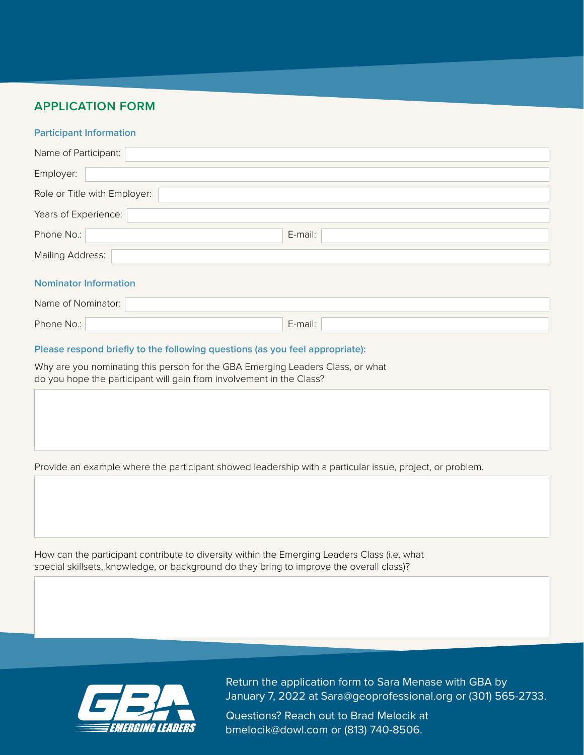## APPLICATION FORM

### Participant Information

Name of Participant:

Employer:

Role or Title with Employer:

Years of Experience:

Phone No.: E-mail:

Mailing Address:

### Nominator Information

Name of Nominator:

Phone No.: E-mail:

### Please respond briefly to the following questions (as you feel appropriate):

Why are you nominating this person for the GBA Emerging Leaders Class, or what do you hope the participant will gain from involvement in the Class?

Provide an example where the participant showed leadership with a particular issue, project, or problem.

How can the participant contribute to diversity within the Emerging Leaders Class (i.e. what special skillsets, knowledge, or background do they bring to improve the overall class)?

GBA EMERGING LEADERS

Return the application form to Sara Menase with GBA by January 7, 2022 at Sara@geoprofessional.org or (301) 565-2733.

Questions? Reach out to Brad Melocik at bmelocik@dowl.com or (813) 740-8506.